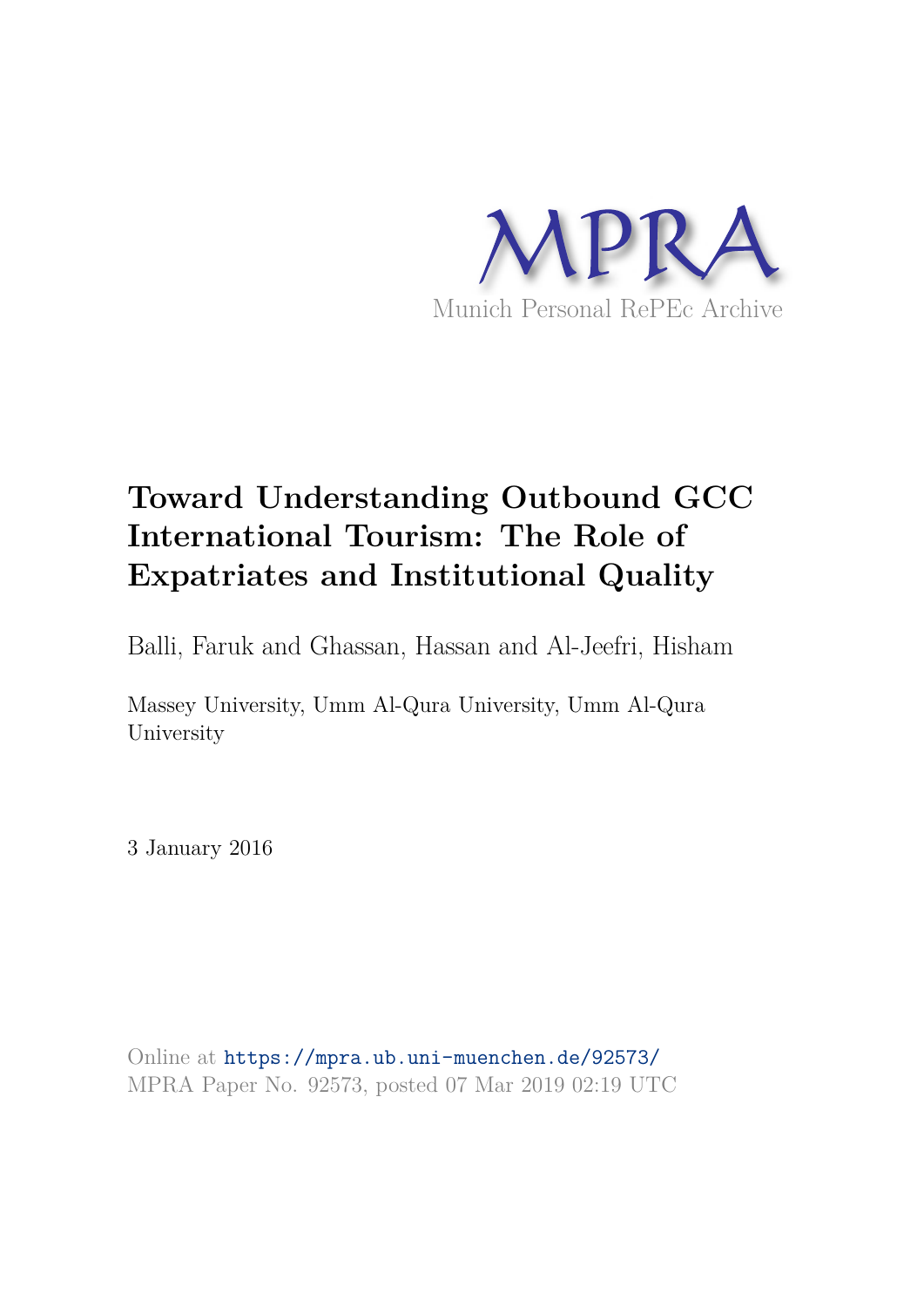MPRA

Munich Personal RePEc Archive

# Toward Understanding Outbound GCC International Tourism: The Role of Expatriates and Institutional Quality

Balli, Faruk and Ghassan, Hassan and Al-Jeefri, Hisham

Massey University, Umm Al-Qura University, Umm Al-Qura University

3 January 2016

Online at https://mpra.ub.uni-muenchen.de/92573/
MPRA Paper No. 92573, posted 07 Mar 2019 02:19 UTC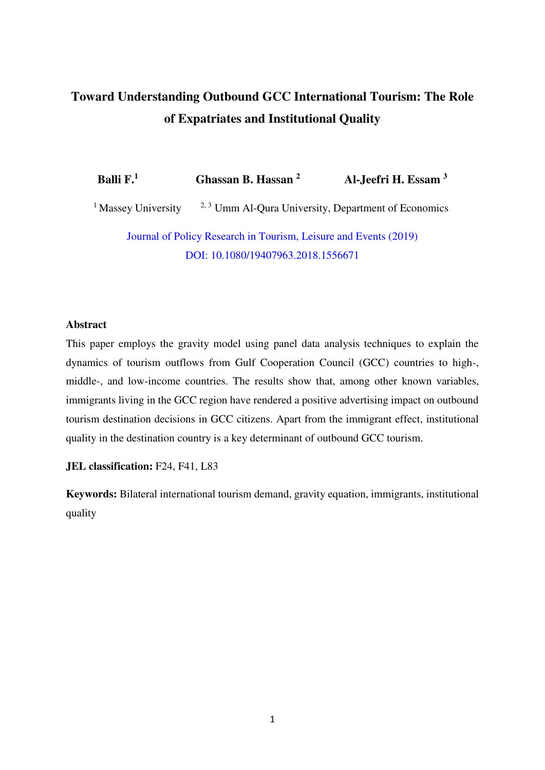# Toward Understanding Outbound GCC International Tourism: The Role of Expatriates and Institutional Quality

**Balli F.**[1] **Ghassan B. Hassan** [2] **Al-Jeefri H. Essam** [3]

[1] Massey University [2, 3] Umm Al-Qura University, Department of Economics

Journal of Policy Research in Tourism, Leisure and Events (2019)
DOI: 10.1080/19407963.2018.1556671

### Abstract

This paper employs the gravity model using panel data analysis techniques to explain the dynamics of tourism outflows from Gulf Cooperation Council (GCC) countries to high-, middle-, and low-income countries. The results show that, among other known variables, immigrants living in the GCC region have rendered a positive advertising impact on outbound tourism destination decisions in GCC citizens. Apart from the immigrant effect, institutional quality in the destination country is a key determinant of outbound GCC tourism.

**JEL classification:** F24, F41, L83

**Keywords:** Bilateral international tourism demand, gravity equation, immigrants, institutional quality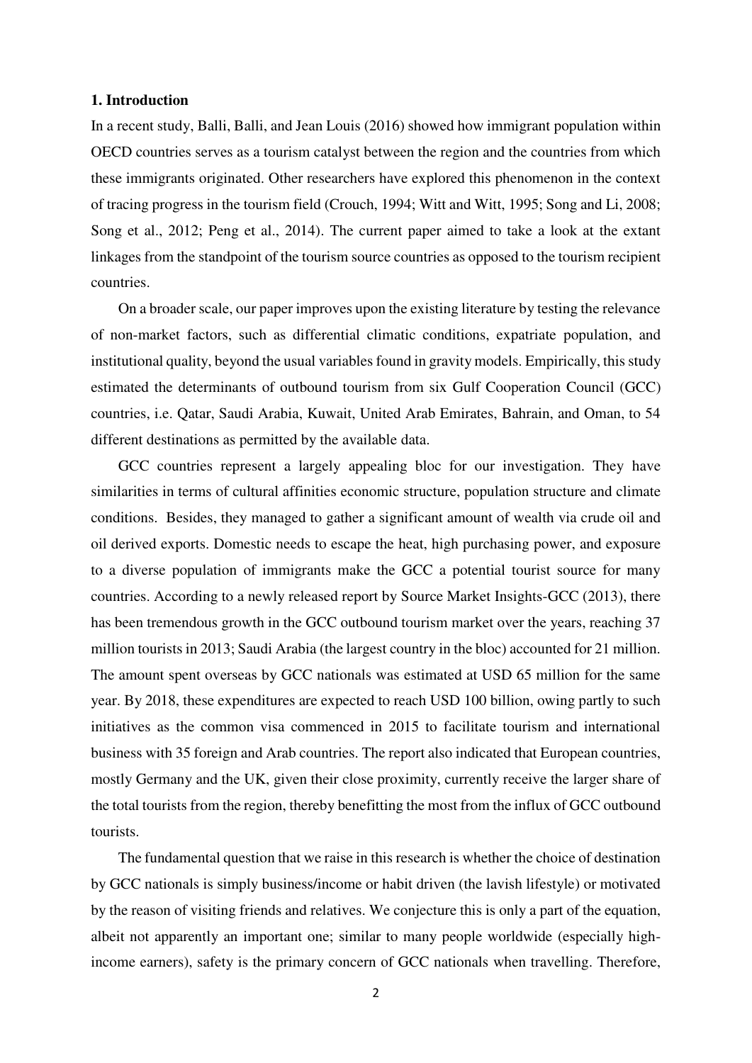## 1. Introduction

In a recent study, Balli, Balli, and Jean Louis (2016) showed how immigrant population within OECD countries serves as a tourism catalyst between the region and the countries from which these immigrants originated. Other researchers have explored this phenomenon in the context of tracing progress in the tourism field (Crouch, 1994; Witt and Witt, 1995; Song and Li, 2008; Song et al., 2012; Peng et al., 2014). The current paper aimed to take a look at the extant linkages from the standpoint of the tourism source countries as opposed to the tourism recipient countries.

On a broader scale, our paper improves upon the existing literature by testing the relevance of non-market factors, such as differential climatic conditions, expatriate population, and institutional quality, beyond the usual variables found in gravity models. Empirically, this study estimated the determinants of outbound tourism from six Gulf Cooperation Council (GCC) countries, i.e. Qatar, Saudi Arabia, Kuwait, United Arab Emirates, Bahrain, and Oman, to 54 different destinations as permitted by the available data.

GCC countries represent a largely appealing bloc for our investigation. They have similarities in terms of cultural affinities economic structure, population structure and climate conditions. Besides, they managed to gather a significant amount of wealth via crude oil and oil derived exports. Domestic needs to escape the heat, high purchasing power, and exposure to a diverse population of immigrants make the GCC a potential tourist source for many countries. According to a newly released report by Source Market Insights-GCC (2013), there has been tremendous growth in the GCC outbound tourism market over the years, reaching 37 million tourists in 2013; Saudi Arabia (the largest country in the bloc) accounted for 21 million. The amount spent overseas by GCC nationals was estimated at USD 65 million for the same year. By 2018, these expenditures are expected to reach USD 100 billion, owing partly to such initiatives as the common visa commenced in 2015 to facilitate tourism and international business with 35 foreign and Arab countries. The report also indicated that European countries, mostly Germany and the UK, given their close proximity, currently receive the larger share of the total tourists from the region, thereby benefitting the most from the influx of GCC outbound tourists.

The fundamental question that we raise in this research is whether the choice of destination by GCC nationals is simply business/income or habit driven (the lavish lifestyle) or motivated by the reason of visiting friends and relatives. We conjecture this is only a part of the equation, albeit not apparently an important one; similar to many people worldwide (especially high-income earners), safety is the primary concern of GCC nationals when travelling. Therefore,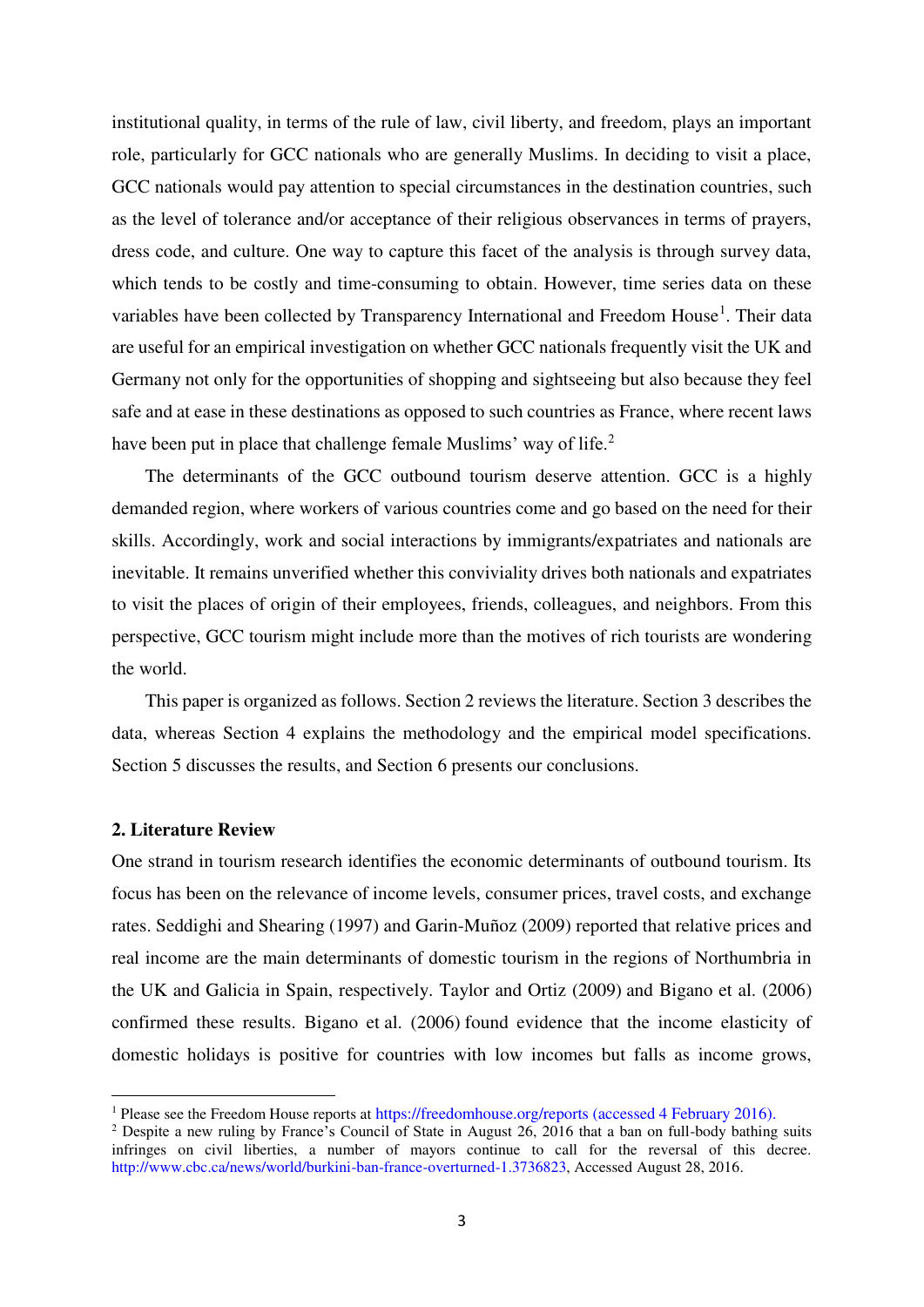institutional quality, in terms of the rule of law, civil liberty, and freedom, plays an important role, particularly for GCC nationals who are generally Muslims. In deciding to visit a place, GCC nationals would pay attention to special circumstances in the destination countries, such as the level of tolerance and/or acceptance of their religious observances in terms of prayers, dress code, and culture. One way to capture this facet of the analysis is through survey data, which tends to be costly and time-consuming to obtain. However, time series data on these variables have been collected by Transparency International and Freedom House[1]. Their data are useful for an empirical investigation on whether GCC nationals frequently visit the UK and Germany not only for the opportunities of shopping and sightseeing but also because they feel safe and at ease in these destinations as opposed to such countries as France, where recent laws have been put in place that challenge female Muslims' way of life.[2]

The determinants of the GCC outbound tourism deserve attention. GCC is a highly demanded region, where workers of various countries come and go based on the need for their skills. Accordingly, work and social interactions by immigrants/expatriates and nationals are inevitable. It remains unverified whether this conviviality drives both nationals and expatriates to visit the places of origin of their employees, friends, colleagues, and neighbors. From this perspective, GCC tourism might include more than the motives of rich tourists are wondering the world.

This paper is organized as follows. Section 2 reviews the literature. Section 3 describes the data, whereas Section 4 explains the methodology and the empirical model specifications. Section 5 discusses the results, and Section 6 presents our conclusions.

## 2. Literature Review

One strand in tourism research identifies the economic determinants of outbound tourism. Its focus has been on the relevance of income levels, consumer prices, travel costs, and exchange rates. Seddighi and Shearing (1997) and Garin-Muñoz (2009) reported that relative prices and real income are the main determinants of domestic tourism in the regions of Northumbria in the UK and Galicia in Spain, respectively. Taylor and Ortiz (2009) and Bigano et al. (2006) confirmed these results. Bigano et al. (2006) found evidence that the income elasticity of domestic holidays is positive for countries with low incomes but falls as income grows,

[1] Please see the Freedom House reports at https://freedomhouse.org/reports (accessed 4 February 2016).

[2] Despite a new ruling by France's Council of State in August 26, 2016 that a ban on full-body bathing suits infringes on civil liberties, a number of mayors continue to call for the reversal of this decree. http://www.cbc.ca/news/world/burkini-ban-france-overturned-1.3736823, Accessed August 28, 2016.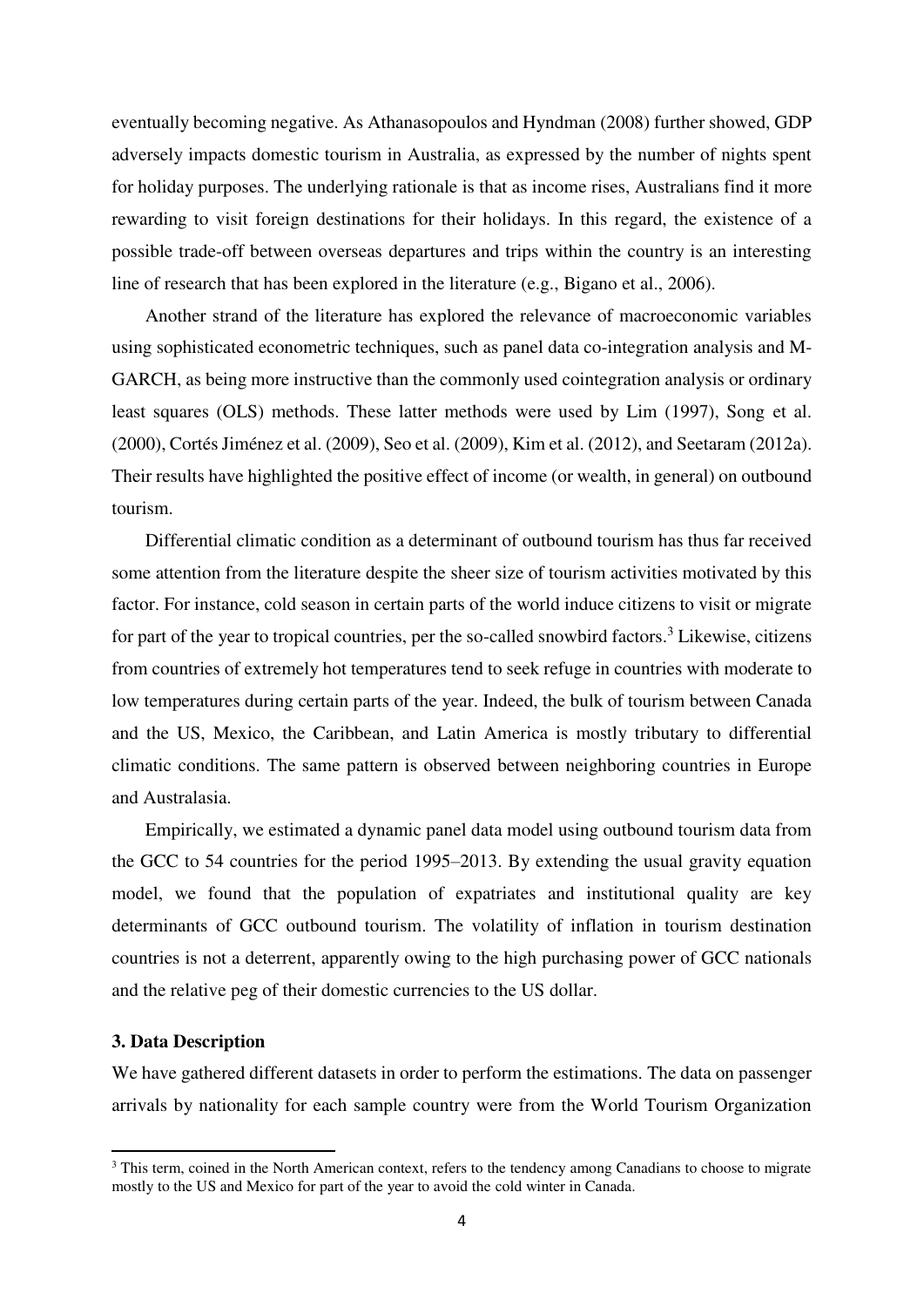eventually becoming negative. As Athanasopoulos and Hyndman (2008) further showed, GDP adversely impacts domestic tourism in Australia, as expressed by the number of nights spent for holiday purposes. The underlying rationale is that as income rises, Australians find it more rewarding to visit foreign destinations for their holidays. In this regard, the existence of a possible trade-off between overseas departures and trips within the country is an interesting line of research that has been explored in the literature (e.g., Bigano et al., 2006).

Another strand of the literature has explored the relevance of macroeconomic variables using sophisticated econometric techniques, such as panel data co-integration analysis and M-GARCH, as being more instructive than the commonly used cointegration analysis or ordinary least squares (OLS) methods. These latter methods were used by Lim (1997), Song et al. (2000), Cortés Jiménez et al. (2009), Seo et al. (2009), Kim et al. (2012), and Seetaram (2012a). Their results have highlighted the positive effect of income (or wealth, in general) on outbound tourism.

Differential climatic condition as a determinant of outbound tourism has thus far received some attention from the literature despite the sheer size of tourism activities motivated by this factor. For instance, cold season in certain parts of the world induce citizens to visit or migrate for part of the year to tropical countries, per the so-called snowbird factors.[3] Likewise, citizens from countries of extremely hot temperatures tend to seek refuge in countries with moderate to low temperatures during certain parts of the year. Indeed, the bulk of tourism between Canada and the US, Mexico, the Caribbean, and Latin America is mostly tributary to differential climatic conditions. The same pattern is observed between neighboring countries in Europe and Australasia.

Empirically, we estimated a dynamic panel data model using outbound tourism data from the GCC to 54 countries for the period 1995–2013. By extending the usual gravity equation model, we found that the population of expatriates and institutional quality are key determinants of GCC outbound tourism. The volatility of inflation in tourism destination countries is not a deterrent, apparently owing to the high purchasing power of GCC nationals and the relative peg of their domestic currencies to the US dollar.

## 3. Data Description

We have gathered different datasets in order to perform the estimations. The data on passenger arrivals by nationality for each sample country were from the World Tourism Organization

[3] This term, coined in the North American context, refers to the tendency among Canadians to choose to migrate mostly to the US and Mexico for part of the year to avoid the cold winter in Canada.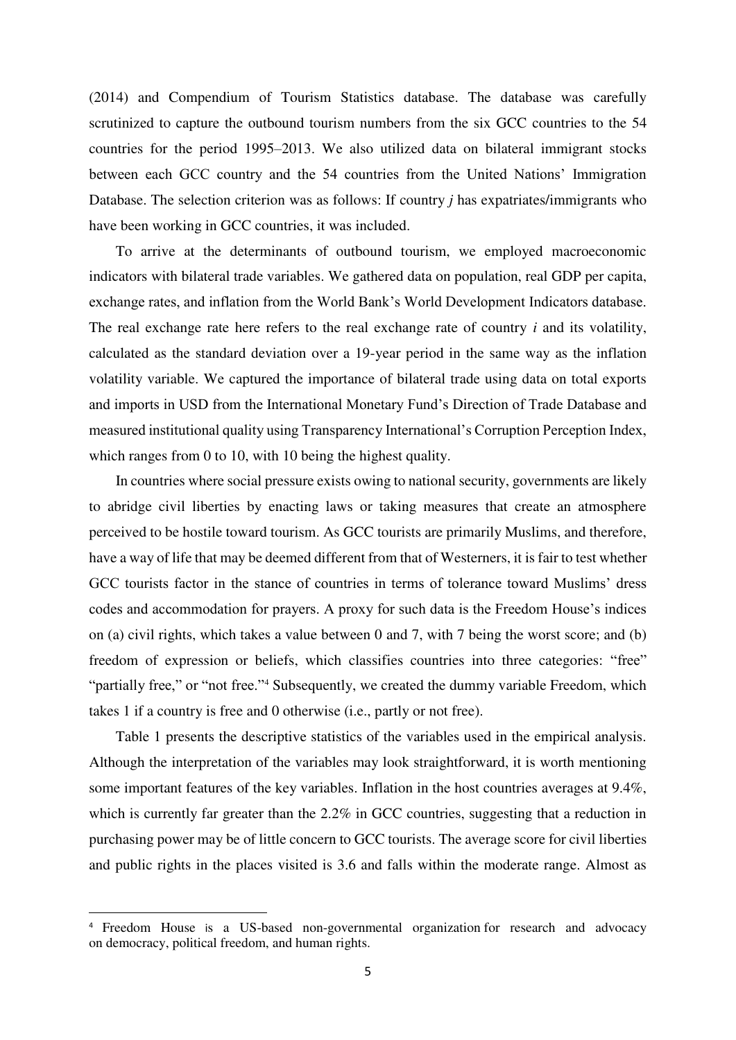(2014) and Compendium of Tourism Statistics database. The database was carefully scrutinized to capture the outbound tourism numbers from the six GCC countries to the 54 countries for the period 1995–2013. We also utilized data on bilateral immigrant stocks between each GCC country and the 54 countries from the United Nations' Immigration Database. The selection criterion was as follows: If country *j* has expatriates/immigrants who have been working in GCC countries, it was included.

To arrive at the determinants of outbound tourism, we employed macroeconomic indicators with bilateral trade variables. We gathered data on population, real GDP per capita, exchange rates, and inflation from the World Bank's World Development Indicators database. The real exchange rate here refers to the real exchange rate of country *i* and its volatility, calculated as the standard deviation over a 19-year period in the same way as the inflation volatility variable. We captured the importance of bilateral trade using data on total exports and imports in USD from the International Monetary Fund's Direction of Trade Database and measured institutional quality using Transparency International's Corruption Perception Index, which ranges from 0 to 10, with 10 being the highest quality.

In countries where social pressure exists owing to national security, governments are likely to abridge civil liberties by enacting laws or taking measures that create an atmosphere perceived to be hostile toward tourism. As GCC tourists are primarily Muslims, and therefore, have a way of life that may be deemed different from that of Westerners, it is fair to test whether GCC tourists factor in the stance of countries in terms of tolerance toward Muslims' dress codes and accommodation for prayers. A proxy for such data is the Freedom House's indices on (a) civil rights, which takes a value between 0 and 7, with 7 being the worst score; and (b) freedom of expression or beliefs, which classifies countries into three categories: "free" "partially free," or "not free."[4] Subsequently, we created the dummy variable Freedom, which takes 1 if a country is free and 0 otherwise (i.e., partly or not free).

Table 1 presents the descriptive statistics of the variables used in the empirical analysis. Although the interpretation of the variables may look straightforward, it is worth mentioning some important features of the key variables. Inflation in the host countries averages at 9.4%, which is currently far greater than the 2.2% in GCC countries, suggesting that a reduction in purchasing power may be of little concern to GCC tourists. The average score for civil liberties and public rights in the places visited is 3.6 and falls within the moderate range. Almost as

[4] Freedom House is a US-based non-governmental organization for research and advocacy on democracy, political freedom, and human rights.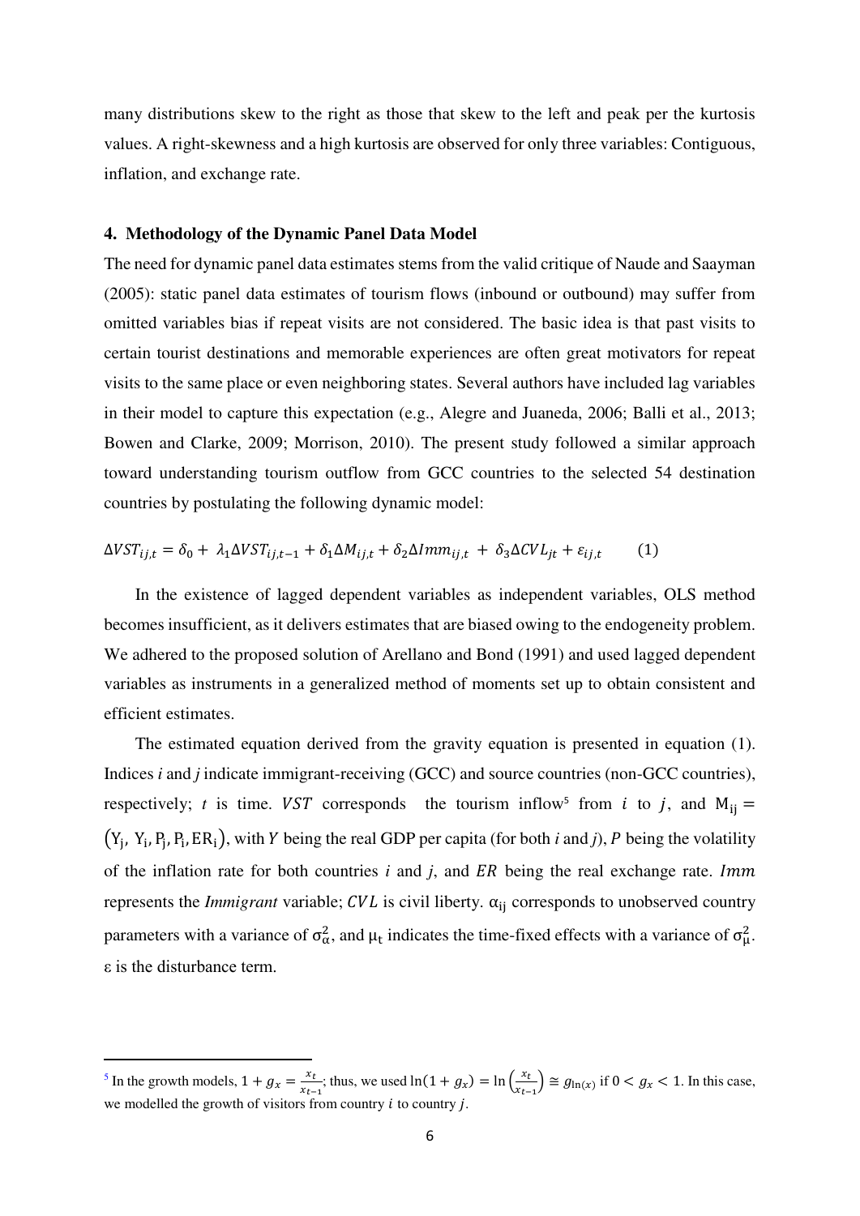many distributions skew to the right as those that skew to the left and peak per the kurtosis values. A right-skewness and a high kurtosis are observed for only three variables: Contiguous, inflation, and exchange rate.

## 4. Methodology of the Dynamic Panel Data Model

The need for dynamic panel data estimates stems from the valid critique of Naude and Saayman (2005): static panel data estimates of tourism flows (inbound or outbound) may suffer from omitted variables bias if repeat visits are not considered. The basic idea is that past visits to certain tourist destinations and memorable experiences are often great motivators for repeat visits to the same place or even neighboring states. Several authors have included lag variables in their model to capture this expectation (e.g., Alegre and Juaneda, 2006; Balli et al., 2013; Bowen and Clarke, 2009; Morrison, 2010). The present study followed a similar approach toward understanding tourism outflow from GCC countries to the selected 54 destination countries by postulating the following dynamic model:

$$\Delta VST_{ij,t} = \delta_0 + \lambda_1 \Delta VST_{ij,t-1} + \delta_1 \Delta M_{ij,t} + \delta_2 \Delta Imm_{ij,t} + \delta_3 \Delta CVL_{jt} + \varepsilon_{ij,t} \qquad (1)$$

In the existence of lagged dependent variables as independent variables, OLS method becomes insufficient, as it delivers estimates that are biased owing to the endogeneity problem. We adhered to the proposed solution of Arellano and Bond (1991) and used lagged dependent variables as instruments in a generalized method of moments set up to obtain consistent and efficient estimates.

The estimated equation derived from the gravity equation is presented in equation (1). Indices *i* and *j* indicate immigrant-receiving (GCC) and source countries (non-GCC countries), respectively; *t* is time. $VST$ corresponds the tourism inflow[5] from $i$ to $j$, and $\mathrm{M_{ij}} = (\mathrm{Y_j}, \mathrm{Y_i}, \mathrm{P_j}, \mathrm{P_i}, \mathrm{ER_i})$, with $Y$ being the real GDP per capita (for both *i* and *j*), $P$ being the volatility of the inflation rate for both countries *i* and *j*, and $ER$ being the real exchange rate. $Imm$ represents the *Immigrant* variable; $CVL$ is civil liberty. $\alpha_{ij}$ corresponds to unobserved country parameters with a variance of $\sigma_\alpha^2$, and $\mu_t$ indicates the time-fixed effects with a variance of $\sigma_\mu^2$. $\varepsilon$ is the disturbance term.

[5] In the growth models, $1 + g_x = \frac{x_t}{x_{t-1}}$; thus, we used $\ln(1 + g_x) = \ln\left(\frac{x_t}{x_{t-1}}\right) \cong g_{\ln(x)}$ if $0 < g_x < 1$. In this case, we modelled the growth of visitors from country $i$ to country $j$.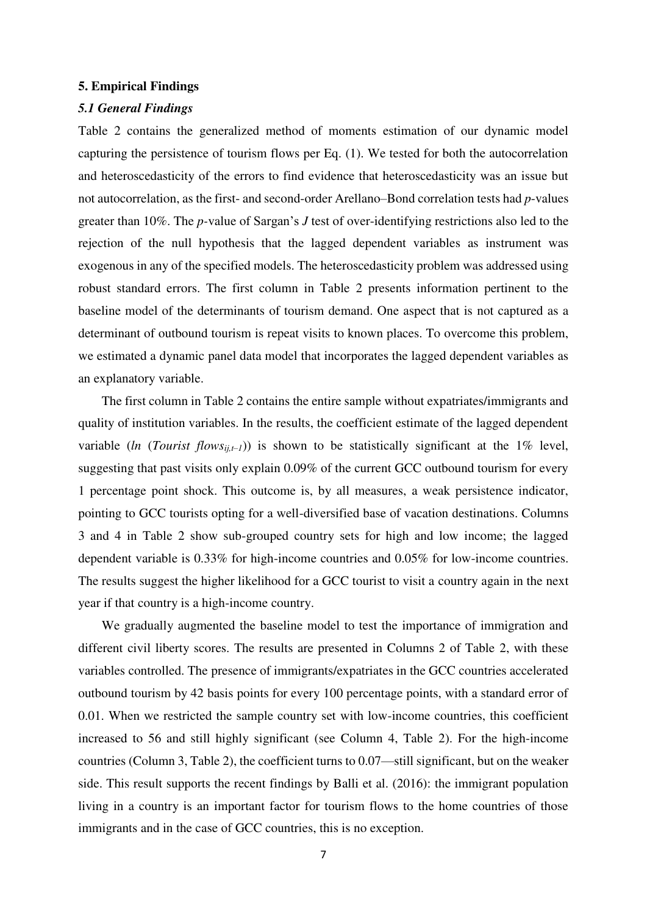## 5. Empirical Findings

### *5.1 General Findings*

Table 2 contains the generalized method of moments estimation of our dynamic model capturing the persistence of tourism flows per Eq. (1). We tested for both the autocorrelation and heteroscedasticity of the errors to find evidence that heteroscedasticity was an issue but not autocorrelation, as the first- and second-order Arellano–Bond correlation tests had *p*-values greater than 10%. The *p*-value of Sargan's *J* test of over-identifying restrictions also led to the rejection of the null hypothesis that the lagged dependent variables as instrument was exogenous in any of the specified models. The heteroscedasticity problem was addressed using robust standard errors. The first column in Table 2 presents information pertinent to the baseline model of the determinants of tourism demand. One aspect that is not captured as a determinant of outbound tourism is repeat visits to known places. To overcome this problem, we estimated a dynamic panel data model that incorporates the lagged dependent variables as an explanatory variable.

The first column in Table 2 contains the entire sample without expatriates/immigrants and quality of institution variables. In the results, the coefficient estimate of the lagged dependent variable ($ln\ (Tourist\ flows_{ij,t-1})$) is shown to be statistically significant at the 1% level, suggesting that past visits only explain 0.09% of the current GCC outbound tourism for every 1 percentage point shock. This outcome is, by all measures, a weak persistence indicator, pointing to GCC tourists opting for a well-diversified base of vacation destinations. Columns 3 and 4 in Table 2 show sub-grouped country sets for high and low income; the lagged dependent variable is 0.33% for high-income countries and 0.05% for low-income countries. The results suggest the higher likelihood for a GCC tourist to visit a country again in the next year if that country is a high-income country.

We gradually augmented the baseline model to test the importance of immigration and different civil liberty scores. The results are presented in Columns 2 of Table 2, with these variables controlled. The presence of immigrants/expatriates in the GCC countries accelerated outbound tourism by 42 basis points for every 100 percentage points, with a standard error of 0.01. When we restricted the sample country set with low-income countries, this coefficient increased to 56 and still highly significant (see Column 4, Table 2). For the high-income countries (Column 3, Table 2), the coefficient turns to 0.07—still significant, but on the weaker side. This result supports the recent findings by Balli et al. (2016): the immigrant population living in a country is an important factor for tourism flows to the home countries of those immigrants and in the case of GCC countries, this is no exception.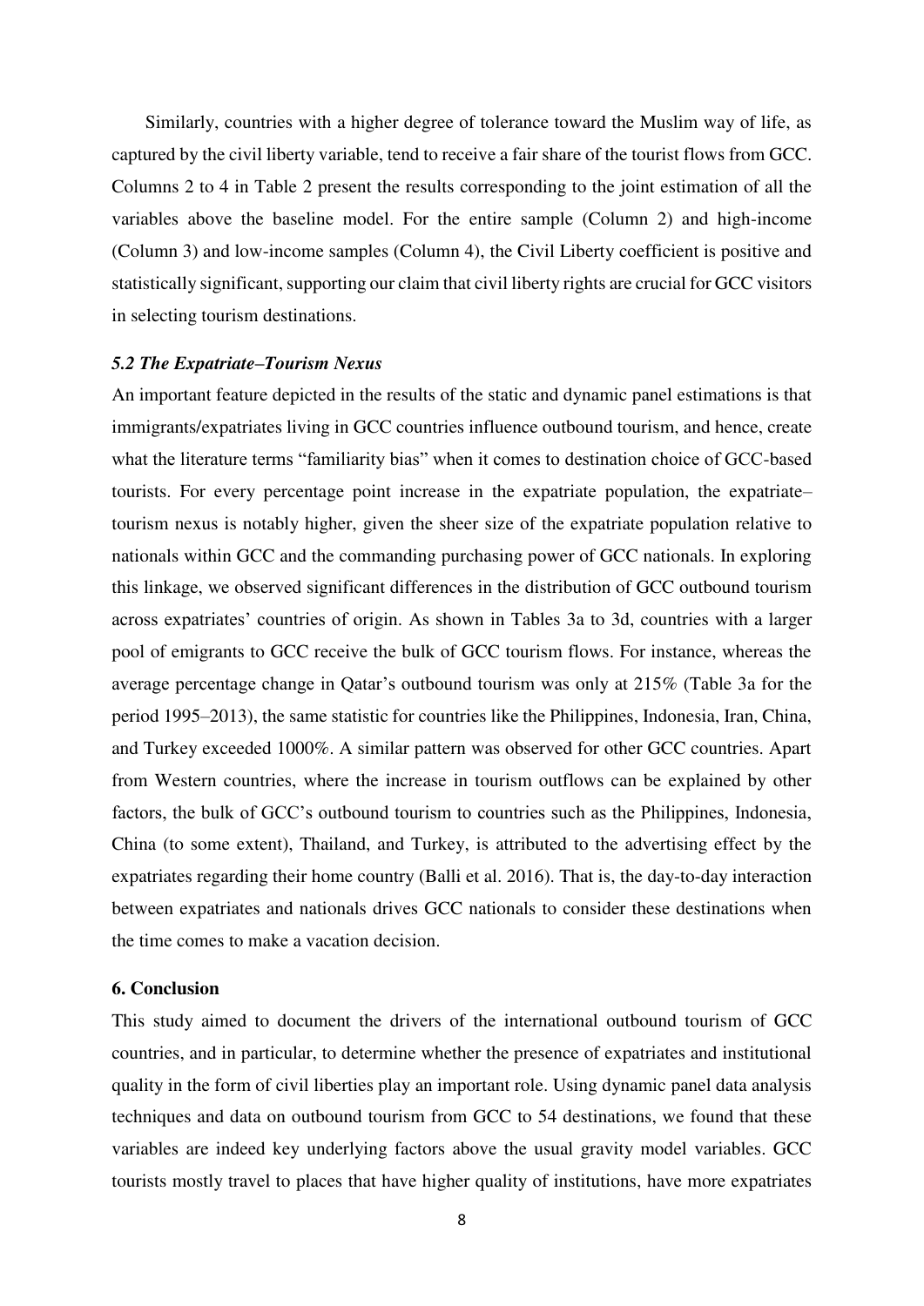Similarly, countries with a higher degree of tolerance toward the Muslim way of life, as captured by the civil liberty variable, tend to receive a fair share of the tourist flows from GCC. Columns 2 to 4 in Table 2 present the results corresponding to the joint estimation of all the variables above the baseline model. For the entire sample (Column 2) and high-income (Column 3) and low-income samples (Column 4), the Civil Liberty coefficient is positive and statistically significant, supporting our claim that civil liberty rights are crucial for GCC visitors in selecting tourism destinations.

### *5.2 The Expatriate–Tourism Nexus*

An important feature depicted in the results of the static and dynamic panel estimations is that immigrants/expatriates living in GCC countries influence outbound tourism, and hence, create what the literature terms "familiarity bias" when it comes to destination choice of GCC-based tourists. For every percentage point increase in the expatriate population, the expatriate–tourism nexus is notably higher, given the sheer size of the expatriate population relative to nationals within GCC and the commanding purchasing power of GCC nationals. In exploring this linkage, we observed significant differences in the distribution of GCC outbound tourism across expatriates' countries of origin. As shown in Tables 3a to 3d, countries with a larger pool of emigrants to GCC receive the bulk of GCC tourism flows. For instance, whereas the average percentage change in Qatar's outbound tourism was only at 215% (Table 3a for the period 1995–2013), the same statistic for countries like the Philippines, Indonesia, Iran, China, and Turkey exceeded 1000%. A similar pattern was observed for other GCC countries. Apart from Western countries, where the increase in tourism outflows can be explained by other factors, the bulk of GCC's outbound tourism to countries such as the Philippines, Indonesia, China (to some extent), Thailand, and Turkey, is attributed to the advertising effect by the expatriates regarding their home country (Balli et al. 2016). That is, the day-to-day interaction between expatriates and nationals drives GCC nationals to consider these destinations when the time comes to make a vacation decision.

## 6. Conclusion

This study aimed to document the drivers of the international outbound tourism of GCC countries, and in particular, to determine whether the presence of expatriates and institutional quality in the form of civil liberties play an important role. Using dynamic panel data analysis techniques and data on outbound tourism from GCC to 54 destinations, we found that these variables are indeed key underlying factors above the usual gravity model variables. GCC tourists mostly travel to places that have higher quality of institutions, have more expatriates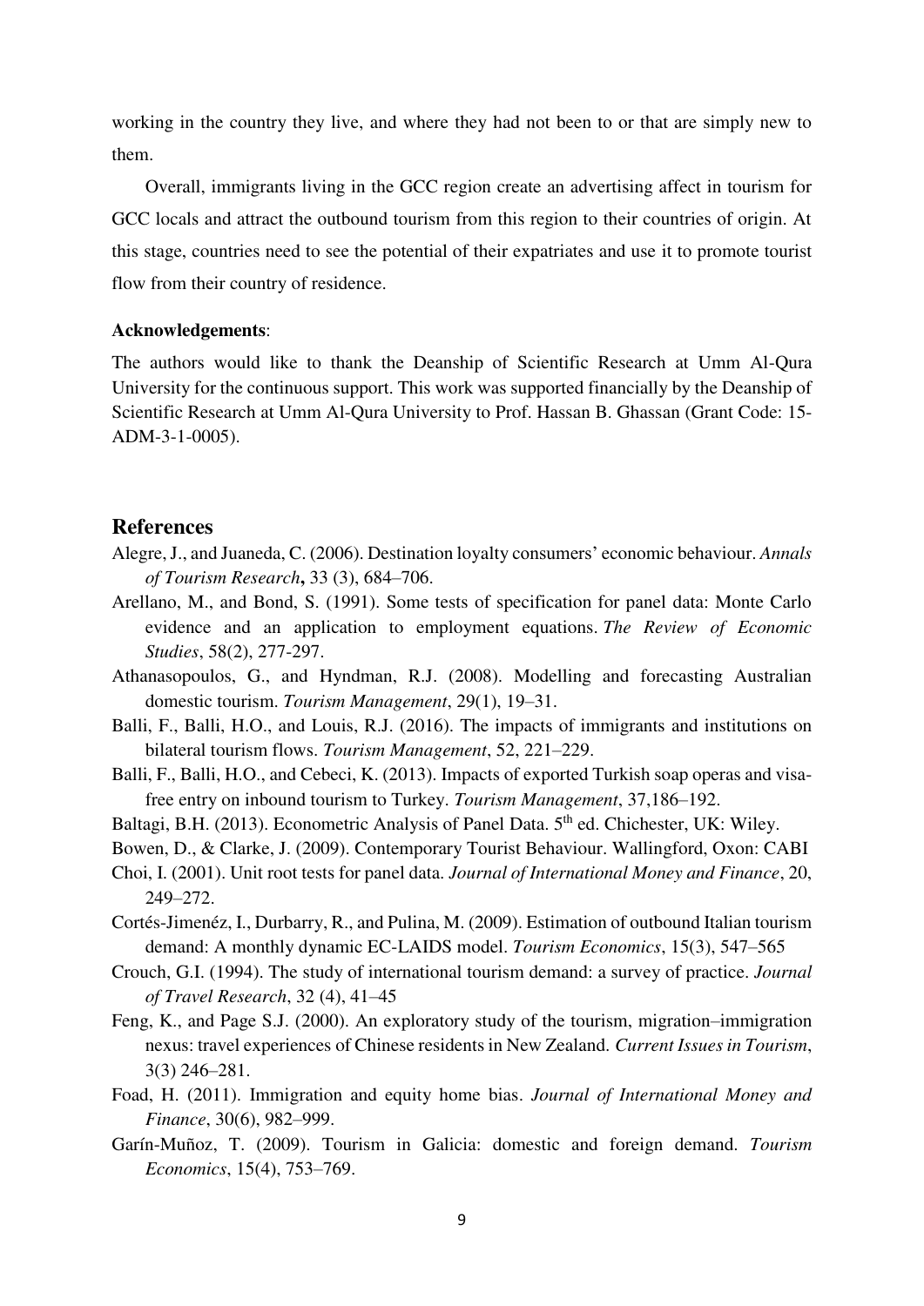working in the country they live, and where they had not been to or that are simply new to them.

Overall, immigrants living in the GCC region create an advertising affect in tourism for GCC locals and attract the outbound tourism from this region to their countries of origin. At this stage, countries need to see the potential of their expatriates and use it to promote tourist flow from their country of residence.

**Acknowledgements**:

The authors would like to thank the Deanship of Scientific Research at Umm Al-Qura University for the continuous support. This work was supported financially by the Deanship of Scientific Research at Umm Al-Qura University to Prof. Hassan B. Ghassan (Grant Code: 15-ADM-3-1-0005).

## References

Alegre, J., and Juaneda, C. (2006). Destination loyalty consumers' economic behaviour. *Annals of Tourism Research***,** 33 (3), 684–706.

Arellano, M., and Bond, S. (1991). Some tests of specification for panel data: Monte Carlo evidence and an application to employment equations. *The Review of Economic Studies*, 58(2), 277-297.

Athanasopoulos, G., and Hyndman, R.J. (2008). Modelling and forecasting Australian domestic tourism. *Tourism Management*, 29(1), 19–31.

Balli, F., Balli, H.O., and Louis, R.J. (2016). The impacts of immigrants and institutions on bilateral tourism flows. *Tourism Management*, 52, 221–229.

Balli, F., Balli, H.O., and Cebeci, K. (2013). Impacts of exported Turkish soap operas and visa-free entry on inbound tourism to Turkey. *Tourism Management*, 37,186–192.

Baltagi, B.H. (2013). Econometric Analysis of Panel Data. 5th ed. Chichester, UK: Wiley.

Bowen, D., & Clarke, J. (2009). Contemporary Tourist Behaviour. Wallingford, Oxon: CABI

Choi, I. (2001). Unit root tests for panel data. *Journal of International Money and Finance*, 20, 249–272.

Cortés-Jimenéz, I., Durbarry, R., and Pulina, M. (2009). Estimation of outbound Italian tourism demand: A monthly dynamic EC-LAIDS model. *Tourism Economics*, 15(3), 547–565

Crouch, G.I. (1994). The study of international tourism demand: a survey of practice. *Journal of Travel Research*, 32 (4), 41–45

Feng, K., and Page S.J. (2000). An exploratory study of the tourism, migration–immigration nexus: travel experiences of Chinese residents in New Zealand. *Current Issues in Tourism*, 3(3) 246–281.

Foad, H. (2011). Immigration and equity home bias. *Journal of International Money and Finance*, 30(6), 982–999.

Garín-Muñoz, T. (2009). Tourism in Galicia: domestic and foreign demand. *Tourism Economics*, 15(4), 753–769.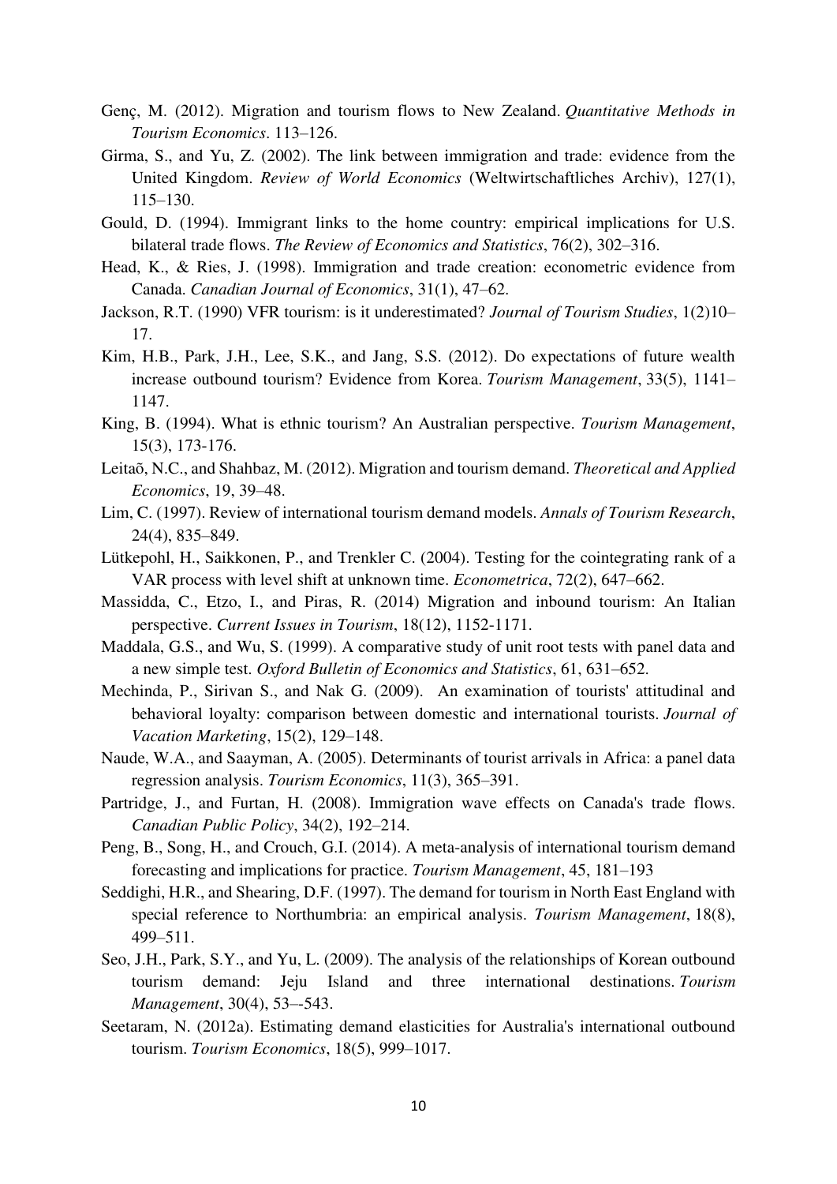Genç, M. (2012). Migration and tourism flows to New Zealand. *Quantitative Methods in Tourism Economics*. 113–126.

Girma, S., and Yu, Z. (2002). The link between immigration and trade: evidence from the United Kingdom. *Review of World Economics* (Weltwirtschaftliches Archiv), 127(1), 115–130.

Gould, D. (1994). Immigrant links to the home country: empirical implications for U.S. bilateral trade flows. *The Review of Economics and Statistics*, 76(2), 302–316.

Head, K., & Ries, J. (1998). Immigration and trade creation: econometric evidence from Canada. *Canadian Journal of Economics*, 31(1), 47–62.

Jackson, R.T. (1990) VFR tourism: is it underestimated? *Journal of Tourism Studies*, 1(2)10–17.

Kim, H.B., Park, J.H., Lee, S.K., and Jang, S.S. (2012). Do expectations of future wealth increase outbound tourism? Evidence from Korea. *Tourism Management*, 33(5), 1141–1147.

King, B. (1994). What is ethnic tourism? An Australian perspective. *Tourism Management*, 15(3), 173-176.

Leitaõ, N.C., and Shahbaz, M. (2012). Migration and tourism demand. *Theoretical and Applied Economics*, 19, 39–48.

Lim, C. (1997). Review of international tourism demand models. *Annals of Tourism Research*, 24(4), 835–849.

Lütkepohl, H., Saikkonen, P., and Trenkler C. (2004). Testing for the cointegrating rank of a VAR process with level shift at unknown time. *Econometrica*, 72(2), 647–662.

Massidda, C., Etzo, I., and Piras, R. (2014) Migration and inbound tourism: An Italian perspective. *Current Issues in Tourism*, 18(12), 1152-1171.

Maddala, G.S., and Wu, S. (1999). A comparative study of unit root tests with panel data and a new simple test. *Oxford Bulletin of Economics and Statistics*, 61, 631–652.

Mechinda, P., Sirivan S., and Nak G. (2009). An examination of tourists' attitudinal and behavioral loyalty: comparison between domestic and international tourists. *Journal of Vacation Marketing*, 15(2), 129–148.

Naude, W.A., and Saayman, A. (2005). Determinants of tourist arrivals in Africa: a panel data regression analysis. *Tourism Economics*, 11(3), 365–391.

Partridge, J., and Furtan, H. (2008). Immigration wave effects on Canada's trade flows. *Canadian Public Policy*, 34(2), 192–214.

Peng, B., Song, H., and Crouch, G.I. (2014). A meta-analysis of international tourism demand forecasting and implications for practice. *Tourism Management*, 45, 181–193

Seddighi, H.R., and Shearing, D.F. (1997). The demand for tourism in North East England with special reference to Northumbria: an empirical analysis. *Tourism Management*, 18(8), 499–511.

Seo, J.H., Park, S.Y., and Yu, L. (2009). The analysis of the relationships of Korean outbound tourism demand: Jeju Island and three international destinations. *Tourism Management*, 30(4), 53–-543.

Seetaram, N. (2012a). Estimating demand elasticities for Australia's international outbound tourism. *Tourism Economics*, 18(5), 999–1017.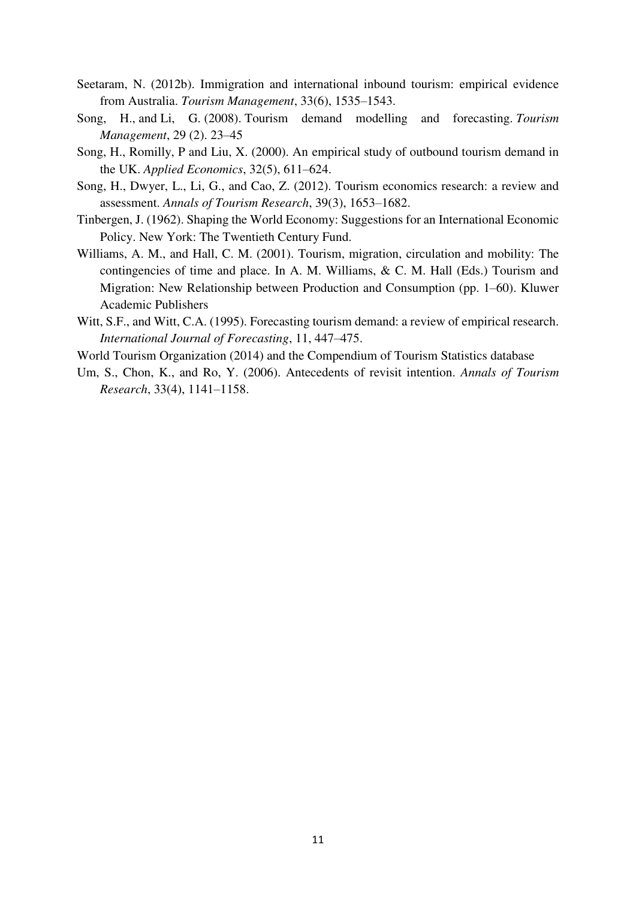Seetaram, N. (2012b). Immigration and international inbound tourism: empirical evidence from Australia. *Tourism Management*, 33(6), 1535–1543.

Song, H., and Li, G. (2008). Tourism demand modelling and forecasting. *Tourism Management*, 29 (2). 23–45

Song, H., Romilly, P and Liu, X. (2000). An empirical study of outbound tourism demand in the UK. *Applied Economics*, 32(5), 611–624.

Song, H., Dwyer, L., Li, G., and Cao, Z. (2012). Tourism economics research: a review and assessment. *Annals of Tourism Research*, 39(3), 1653–1682.

Tinbergen, J. (1962). Shaping the World Economy: Suggestions for an International Economic Policy. New York: The Twentieth Century Fund.

Williams, A. M., and Hall, C. M. (2001). Tourism, migration, circulation and mobility: The contingencies of time and place. In A. M. Williams, & C. M. Hall (Eds.) Tourism and Migration: New Relationship between Production and Consumption (pp. 1–60). Kluwer Academic Publishers

Witt, S.F., and Witt, C.A. (1995). Forecasting tourism demand: a review of empirical research. *International Journal of Forecasting*, 11, 447–475.

World Tourism Organization (2014) and the Compendium of Tourism Statistics database

Um, S., Chon, K., and Ro, Y. (2006). Antecedents of revisit intention. *Annals of Tourism Research*, 33(4), 1141–1158.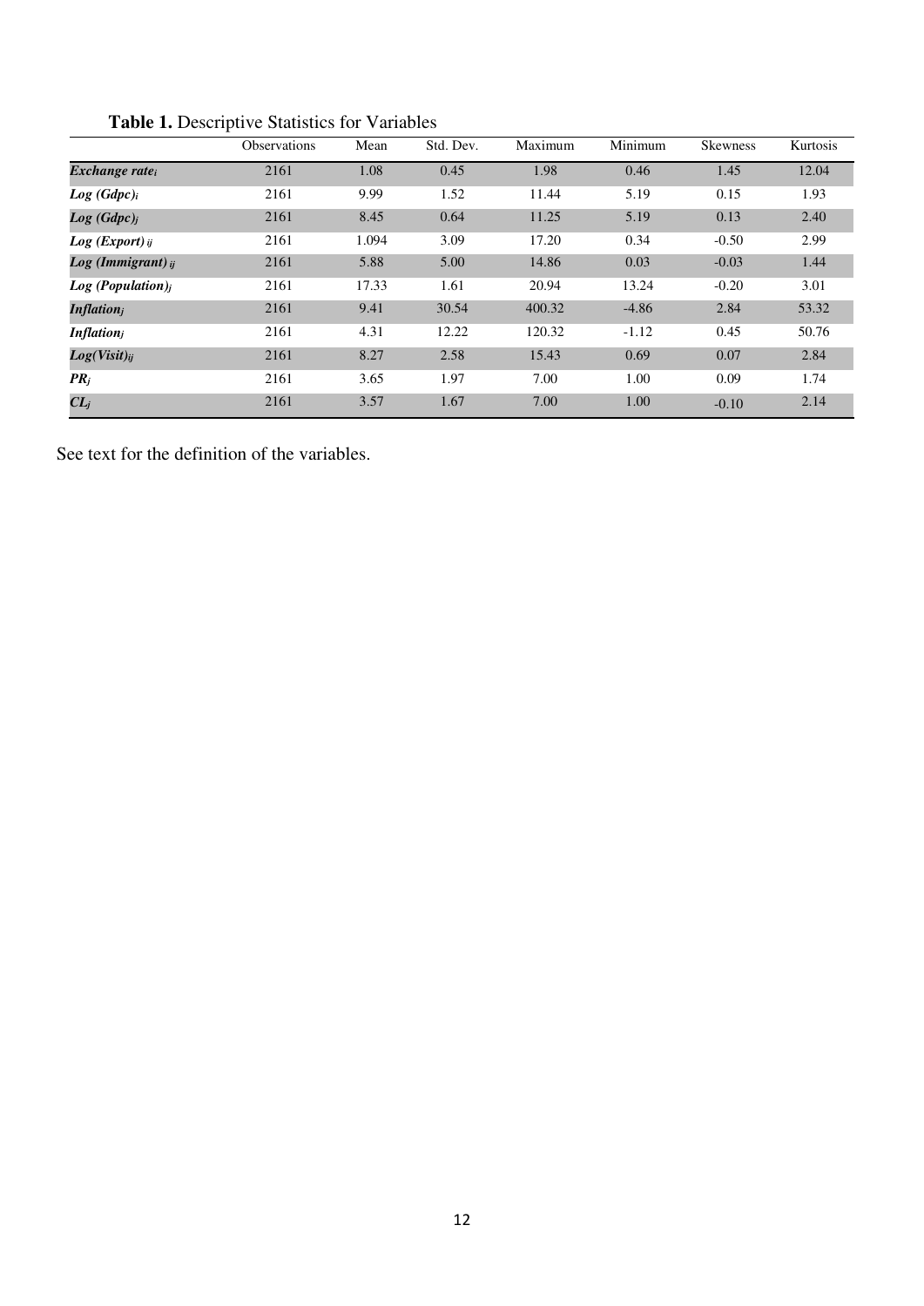**Table 1.** Descriptive Statistics for Variables

| | Observations | Mean | Std. Dev. | Maximum | Minimum | Skewness | Kurtosis |
|---|---|---|---|---|---|---|---|
| ***Exchange rate$_i$*** | 2161 | 1.08 | 0.45 | 1.98 | 0.46 | 1.45 | 12.04 |
| ***Log (Gdpc)$_i$*** | 2161 | 9.99 | 1.52 | 11.44 | 5.19 | 0.15 | 1.93 |
| ***Log (Gdpc)$_j$*** | 2161 | 8.45 | 0.64 | 11.25 | 5.19 | 0.13 | 2.40 |
| ***Log (Export)$_{ij}$*** | 2161 | 1.094 | 3.09 | 17.20 | 0.34 | -0.50 | 2.99 |
| ***Log (Immigrant)$_{ij}$*** | 2161 | 5.88 | 5.00 | 14.86 | 0.03 | -0.03 | 1.44 |
| ***Log (Population)$_j$*** | 2161 | 17.33 | 1.61 | 20.94 | 13.24 | -0.20 | 3.01 |
| ***Inflation$_j$*** | 2161 | 9.41 | 30.54 | 400.32 | -4.86 | 2.84 | 53.32 |
| ***Inflation$_j$*** | 2161 | 4.31 | 12.22 | 120.32 | -1.12 | 0.45 | 50.76 |
| ***Log(Visit)$_{ij}$*** | 2161 | 8.27 | 2.58 | 15.43 | 0.69 | 0.07 | 2.84 |
| ***PR$_j$*** | 2161 | 3.65 | 1.97 | 7.00 | 1.00 | 0.09 | 1.74 |
| ***CL$_j$*** | 2161 | 3.57 | 1.67 | 7.00 | 1.00 | -0.10 | 2.14 |

See text for the definition of the variables.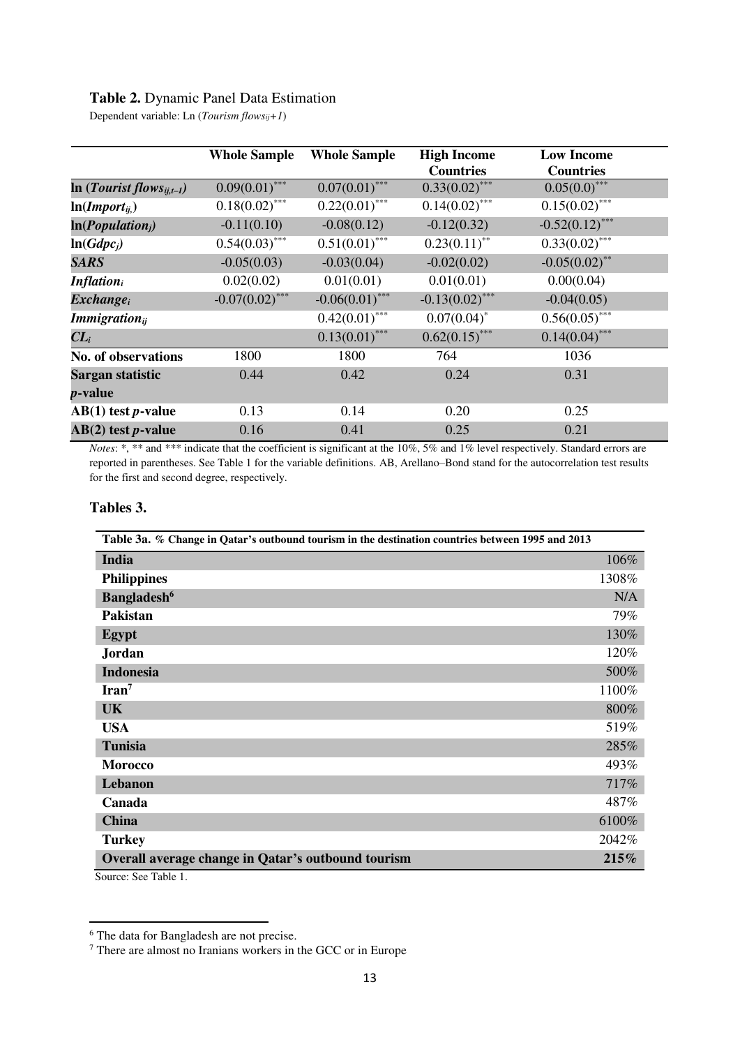**Table 2.** Dynamic Panel Data Estimation

Dependent variable: Ln ($Tourism\ flows_{ij}+1$)

| | Whole Sample | Whole Sample | High Income Countries | Low Income Countries |
|---|---|---|---|---|
| **ln ($Tourist\ flows_{ij,t-1}$)** | 0.09(0.01)*** | 0.07(0.01)*** | 0.33(0.02)*** | 0.05(0.0)*** |
| **ln($Import_{ij,}$)** | 0.18(0.02)*** | 0.22(0.01)*** | 0.14(0.02)*** | 0.15(0.02)*** |
| **ln($Population_j$)** | -0.11(0.10) | -0.08(0.12) | -0.12(0.32) | -0.52(0.12)*** |
| **ln($Gdpc_j$)** | 0.54(0.03)*** | 0.51(0.01)*** | 0.23(0.11)** | 0.33(0.02)*** |
| ***SARS*** | -0.05(0.03) | -0.03(0.04) | -0.02(0.02) | -0.05(0.02)** |
| ***$Inflation_i$*** | 0.02(0.02) | 0.01(0.01) | 0.01(0.01) | 0.00(0.04) |
| ***$Exchange_i$*** | -0.07(0.02)*** | -0.06(0.01)*** | -0.13(0.02)*** | -0.04(0.05) |
| ***$Immigration_{ij}$*** | | 0.42(0.01)*** | 0.07(0.04)* | 0.56(0.05)*** |
| ***$CL_i$*** | | 0.13(0.01)*** | 0.62(0.15)*** | 0.14(0.04)*** |
| **No. of observations** | 1800 | 1800 | 764 | 1036 |
| **Sargan statistic *p*-value** | 0.44 | 0.42 | 0.24 | 0.31 |
| **AB(1) test *p*-value** | 0.13 | 0.14 | 0.20 | 0.25 |
| **AB(2) test *p*-value** | 0.16 | 0.41 | 0.25 | 0.21 |

*Notes*: *, ** and *** indicate that the coefficient is significant at the 10%, 5% and 1% level respectively. Standard errors are reported in parentheses. See Table 1 for the variable definitions. AB, Arellano–Bond stand for the autocorrelation test results for the first and second degree, respectively.

## Tables 3.

| **Table 3a.** *% Change in Qatar's outbound tourism in the destination countries between 1995 and 2013* | |
|---|---|
| **India** | 106% |
| **Philippines** | 1308% |
| **Bangladesh**[6] | N/A |
| **Pakistan** | 79% |
| **Egypt** | 130% |
| **Jordan** | 120% |
| **Indonesia** | 500% |
| **Iran**[7] | 1100% |
| **UK** | 800% |
| **USA** | 519% |
| **Tunisia** | 285% |
| **Morocco** | 493% |
| **Lebanon** | 717% |
| **Canada** | 487% |
| **China** | 6100% |
| **Turkey** | 2042% |
| **Overall average change in Qatar's outbound tourism** | **215%** |

Source: See Table 1.

[6] The data for Bangladesh are not precise.

[7] There are almost no Iranians workers in the GCC or in Europe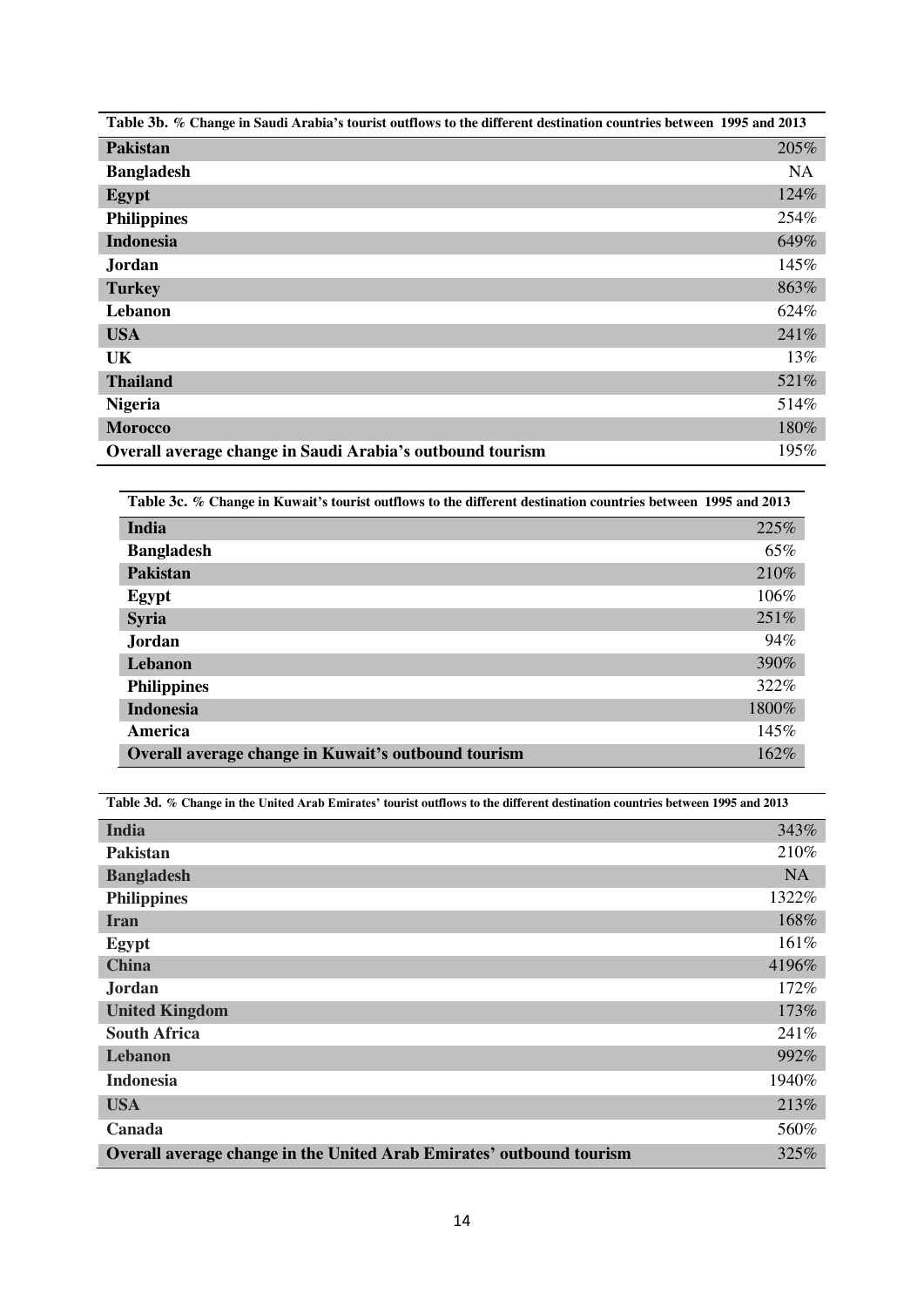**Table 3b.** % Change in Saudi Arabia's tourist outflows to the different destination countries between 1995 and 2013

| | |
|---|---|
| **Pakistan** | 205% |
| **Bangladesh** | NA |
| **Egypt** | 124% |
| **Philippines** | 254% |
| **Indonesia** | 649% |
| **Jordan** | 145% |
| **Turkey** | 863% |
| **Lebanon** | 624% |
| **USA** | 241% |
| **UK** | 13% |
| **Thailand** | 521% |
| **Nigeria** | 514% |
| **Morocco** | 180% |
| **Overall average change in Saudi Arabia's outbound tourism** | 195% |

**Table 3c.** % Change in Kuwait's tourist outflows to the different destination countries between 1995 and 2013

| | |
|---|---|
| **India** | 225% |
| **Bangladesh** | 65% |
| **Pakistan** | 210% |
| **Egypt** | 106% |
| **Syria** | 251% |
| **Jordan** | 94% |
| **Lebanon** | 390% |
| **Philippines** | 322% |
| **Indonesia** | 1800% |
| **America** | 145% |
| **Overall average change in Kuwait's outbound tourism** | 162% |

**Table 3d.** % Change in the United Arab Emirates' tourist outflows to the different destination countries between 1995 and 2013

| | |
|---|---|
| **India** | 343% |
| **Pakistan** | 210% |
| **Bangladesh** | NA |
| **Philippines** | 1322% |
| **Iran** | 168% |
| **Egypt** | 161% |
| **China** | 4196% |
| **Jordan** | 172% |
| **United Kingdom** | 173% |
| **South Africa** | 241% |
| **Lebanon** | 992% |
| **Indonesia** | 1940% |
| **USA** | 213% |
| **Canada** | 560% |
| **Overall average change in the United Arab Emirates' outbound tourism** | 325% |